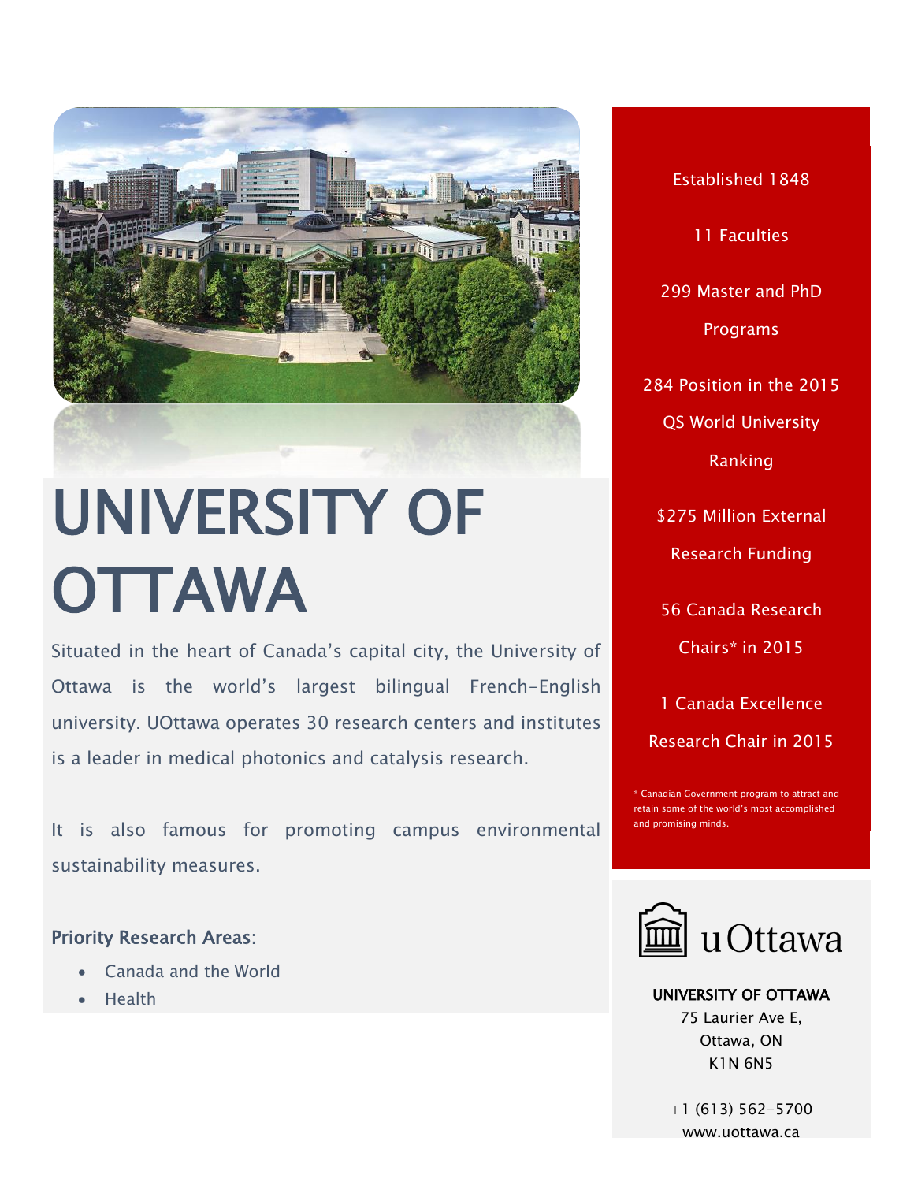# UNIVERSITY OF OTTAWA

Situated in the heart of Canada's capital city, the University of Ottawa is the world's largest bilingual French-English university. UOttawa operates 30 research centers and institutes is a leader in medical photonics and catalysis research.

It is also famous for promoting campus environmental sustainability measures.

### Priority Research Areas:

- Canada and the World
- Health

Established 1848

11 Faculties

299 Master and PhD Programs

284 Position in the 2015 QS World University Ranking

$275 Million External Research Funding

56 Canada Research Chairs* in 2015

1 Canada Excellence Research Chair in 2015

* Canadian Government program to attract and retain some of the world's most accomplished and promising minds.

uOttawa

**UNIVERSITY OF OTTAWA**
75 Laurier Ave E,
Ottawa, ON
K1N 6N5

+1 (613) 562-5700
www.uottawa.ca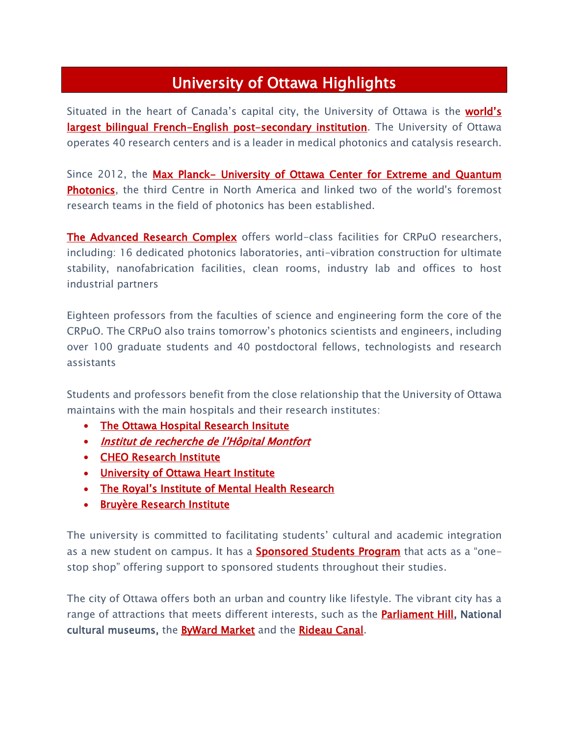# University of Ottawa Highlights

Situated in the heart of Canada's capital city, the University of Ottawa is the **world's largest bilingual French-English post-secondary institution**. The University of Ottawa operates 40 research centers and is a leader in medical photonics and catalysis research.

Since 2012, the **Max Planck- University of Ottawa Center for Extreme and Quantum Photonics**, the third Centre in North America and linked two of the world's foremost research teams in the field of photonics has been established.

**The Advanced Research Complex** offers world-class facilities for CRPuO researchers, including: 16 dedicated photonics laboratories, anti-vibration construction for ultimate stability, nanofabrication facilities, clean rooms, industry lab and offices to host industrial partners

Eighteen professors from the faculties of science and engineering form the core of the CRPuO. The CRPuO also trains tomorrow's photonics scientists and engineers, including over 100 graduate students and 40 postdoctoral fellows, technologists and research assistants

Students and professors benefit from the close relationship that the University of Ottawa maintains with the main hospitals and their research institutes:

- **The Ottawa Hospital Research Insitute**
- ***Institut de recherche de l'Hôpital Montfort***
- **CHEO Research Institute**
- **University of Ottawa Heart Institute**
- **The Royal's Institute of Mental Health Research**
- **Bruyère Research Institute**

The university is committed to facilitating students' cultural and academic integration as a new student on campus. It has a **Sponsored Students Program** that acts as a "one-stop shop" offering support to sponsored students throughout their studies.

The city of Ottawa offers both an urban and country like lifestyle. The vibrant city has a range of attractions that meets different interests, such as the **Parliament Hill**, **National cultural museums**, the **ByWard Market** and the **Rideau Canal**.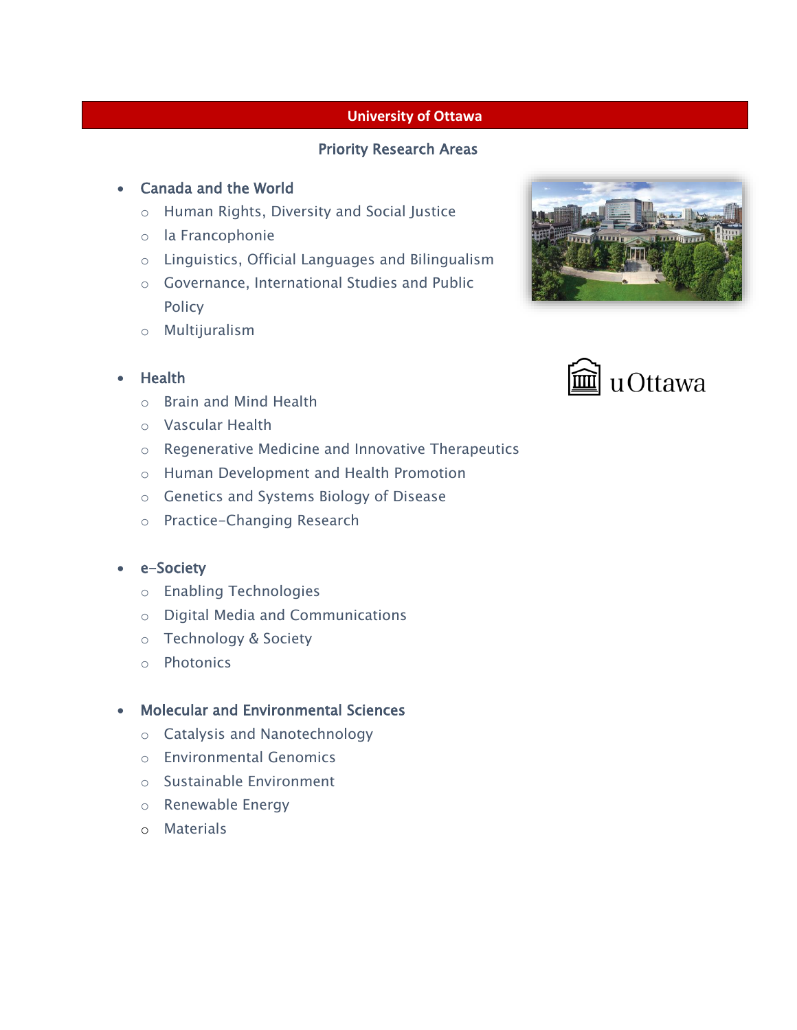# University of Ottawa

## Priority Research Areas

- Canada and the World
  - Human Rights, Diversity and Social Justice
  - la Francophonie
  - Linguistics, Official Languages and Bilingualism
  - Governance, International Studies and Public Policy
  - Multijuralism

- Health
  - Brain and Mind Health
  - Vascular Health
  - Regenerative Medicine and Innovative Therapeutics
  - Human Development and Health Promotion
  - Genetics and Systems Biology of Disease
  - Practice-Changing Research

- e-Society
  - Enabling Technologies
  - Digital Media and Communications
  - Technology & Society
  - Photonics

- Molecular and Environmental Sciences
  - Catalysis and Nanotechnology
  - Environmental Genomics
  - Sustainable Environment
  - Renewable Energy
  - Materials